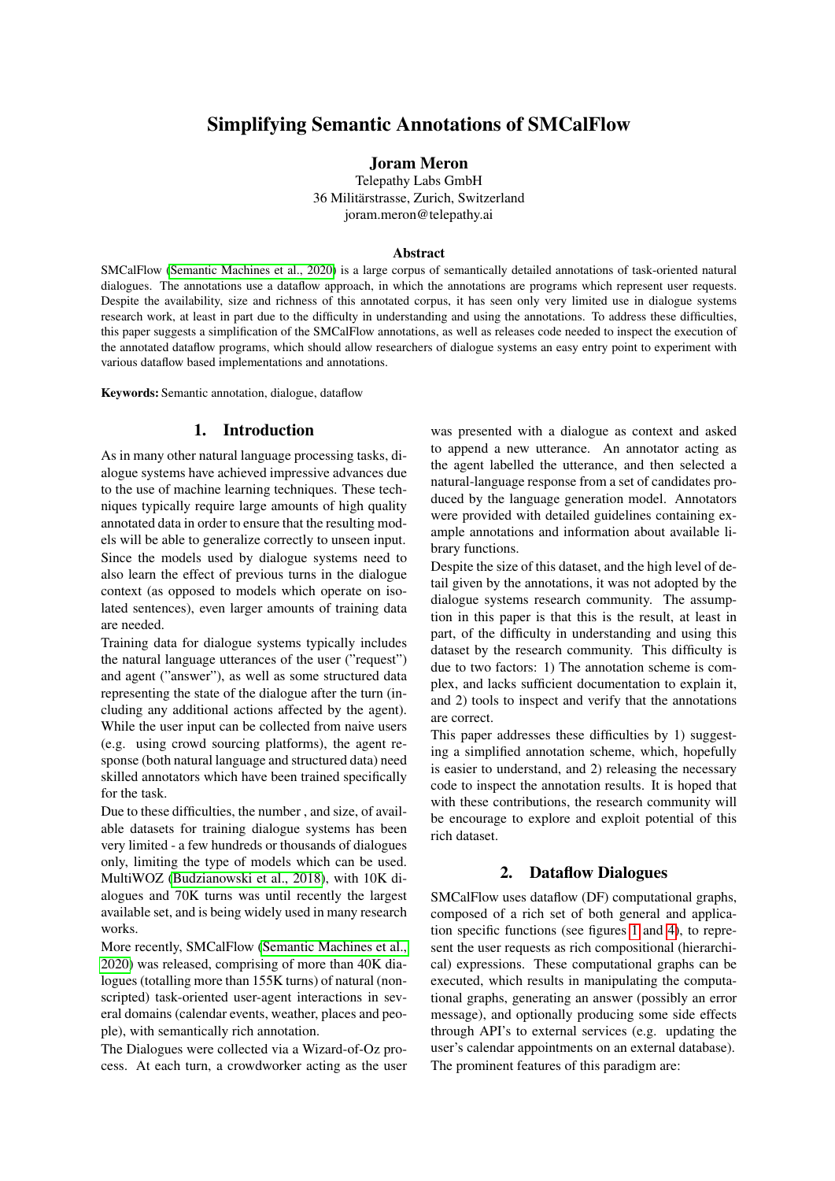# Simplifying Semantic Annotations of SMCalFlow

**Joram Meron**

Telepathy Labs GmbH
36 Militärstrasse, Zurich, Switzerland
joram.meron@telepathy.ai

### Abstract

SMCalFlow (Semantic Machines et al., 2020) is a large corpus of semantically detailed annotations of task-oriented natural dialogues. The annotations use a dataflow approach, in which the annotations are programs which represent user requests. Despite the availability, size and richness of this annotated corpus, it has seen only very limited use in dialogue systems research work, at least in part due to the difficulty in understanding and using the annotations. To address these difficulties, this paper suggests a simplification of the SMCalFlow annotations, as well as releases code needed to inspect the execution of the annotated dataflow programs, which should allow researchers of dialogue systems an easy entry point to experiment with various dataflow based implementations and annotations.

**Keywords:** Semantic annotation, dialogue, dataflow

## 1. Introduction

As in many other natural language processing tasks, dialogue systems have achieved impressive advances due to the use of machine learning techniques. These techniques typically require large amounts of high quality annotated data in order to ensure that the resulting models will be able to generalize correctly to unseen input. Since the models used by dialogue systems need to also learn the effect of previous turns in the dialogue context (as opposed to models which operate on isolated sentences), even larger amounts of training data are needed.

Training data for dialogue systems typically includes the natural language utterances of the user ("request") and agent ("answer"), as well as some structured data representing the state of the dialogue after the turn (including any additional actions affected by the agent). While the user input can be collected from naive users (e.g. using crowd sourcing platforms), the agent response (both natural language and structured data) need skilled annotators which have been trained specifically for the task.

Due to these difficulties, the number , and size, of available datasets for training dialogue systems has been very limited - a few hundreds or thousands of dialogues only, limiting the type of models which can be used. MultiWOZ (Budzianowski et al., 2018), with 10K dialogues and 70K turns was until recently the largest available set, and is being widely used in many research works.

More recently, SMCalFlow (Semantic Machines et al., 2020) was released, comprising of more than 40K dialogues (totalling more than 155K turns) of natural (non-scripted) task-oriented user-agent interactions in several domains (calendar events, weather, places and people), with semantically rich annotation.

The Dialogues were collected via a Wizard-of-Oz process. At each turn, a crowdworker acting as the user was presented with a dialogue as context and asked to append a new utterance. An annotator acting as the agent labelled the utterance, and then selected a natural-language response from a set of candidates produced by the language generation model. Annotators were provided with detailed guidelines containing example annotations and information about available library functions.

Despite the size of this dataset, and the high level of detail given by the annotations, it was not adopted by the dialogue systems research community. The assumption in this paper is that this is the result, at least in part, of the difficulty in understanding and using this dataset by the research community. This difficulty is due to two factors: 1) The annotation scheme is complex, and lacks sufficient documentation to explain it, and 2) tools to inspect and verify that the annotations are correct.

This paper addresses these difficulties by 1) suggesting a simplified annotation scheme, which, hopefully is easier to understand, and 2) releasing the necessary code to inspect the annotation results. It is hoped that with these contributions, the research community will be encourage to explore and exploit potential of this rich dataset.

## 2. Dataflow Dialogues

SMCalFlow uses dataflow (DF) computational graphs, composed of a rich set of both general and application specific functions (see figures 1 and 4), to represent the user requests as rich compositional (hierarchical) expressions. These computational graphs can be executed, which results in manipulating the computational graphs, generating an answer (possibly an error message), and optionally producing some side effects through API's to external services (e.g. updating the user's calendar appointments on an external database).

The prominent features of this paradigm are: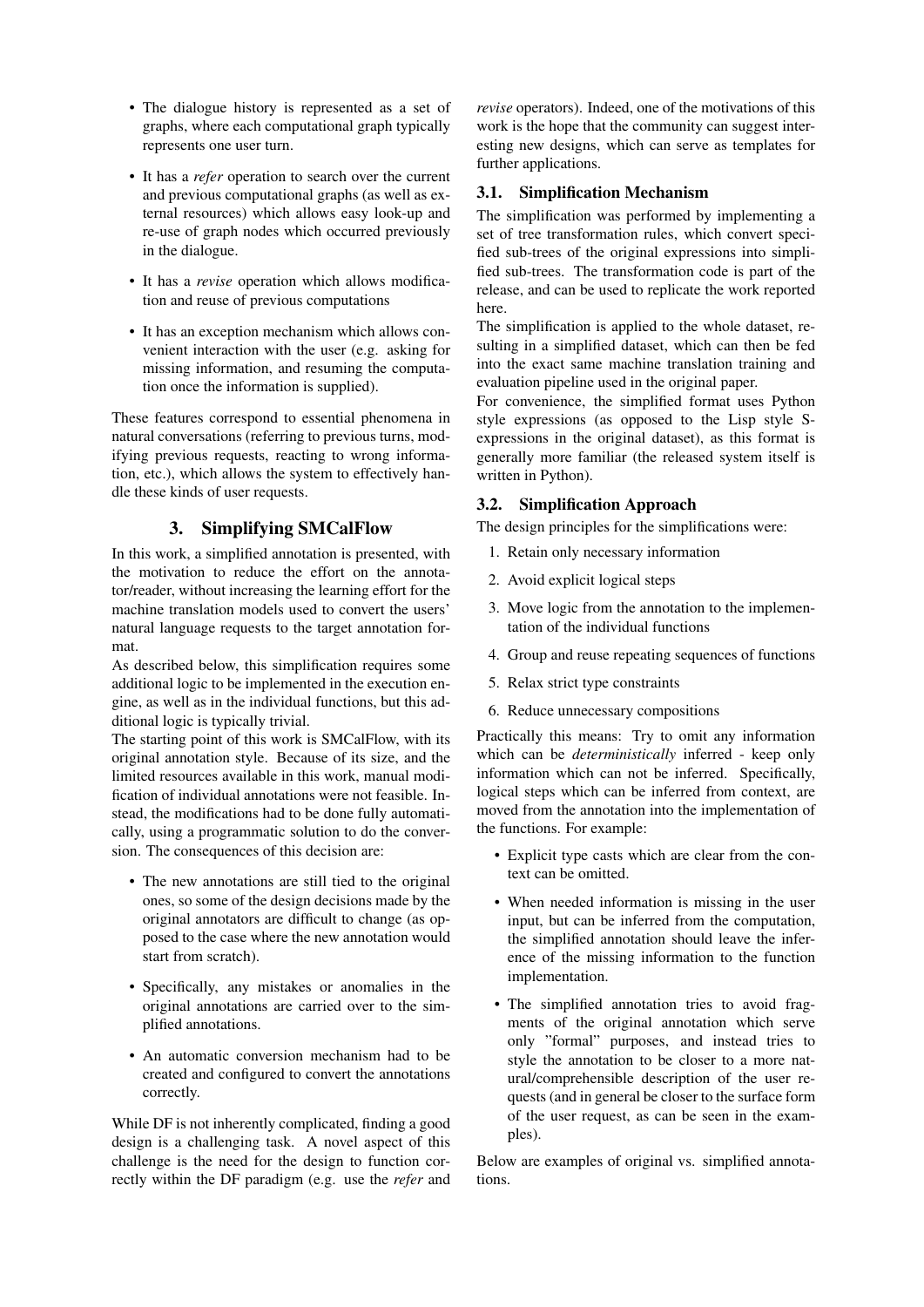- The dialogue history is represented as a set of graphs, where each computational graph typically represents one user turn.
- It has a *refer* operation to search over the current and previous computational graphs (as well as external resources) which allows easy look-up and re-use of graph nodes which occurred previously in the dialogue.
- It has a *revise* operation which allows modification and reuse of previous computations
- It has an exception mechanism which allows convenient interaction with the user (e.g. asking for missing information, and resuming the computation once the information is supplied).

These features correspond to essential phenomena in natural conversations (referring to previous turns, modifying previous requests, reacting to wrong information, etc.), which allows the system to effectively handle these kinds of user requests.

## 3. Simplifying SMCalFlow

In this work, a simplified annotation is presented, with the motivation to reduce the effort on the annotator/reader, without increasing the learning effort for the machine translation models used to convert the users' natural language requests to the target annotation format.

As described below, this simplification requires some additional logic to be implemented in the execution engine, as well as in the individual functions, but this additional logic is typically trivial.

The starting point of this work is SMCalFlow, with its original annotation style. Because of its size, and the limited resources available in this work, manual modification of individual annotations were not feasible. Instead, the modifications had to be done fully automatically, using a programmatic solution to do the conversion. The consequences of this decision are:

- The new annotations are still tied to the original ones, so some of the design decisions made by the original annotators are difficult to change (as opposed to the case where the new annotation would start from scratch).
- Specifically, any mistakes or anomalies in the original annotations are carried over to the simplified annotations.
- An automatic conversion mechanism had to be created and configured to convert the annotations correctly.

While DF is not inherently complicated, finding a good design is a challenging task. A novel aspect of this challenge is the need for the design to function correctly within the DF paradigm (e.g. use the *refer* and *revise* operators). Indeed, one of the motivations of this work is the hope that the community can suggest interesting new designs, which can serve as templates for further applications.

### 3.1. Simplification Mechanism

The simplification was performed by implementing a set of tree transformation rules, which convert specified sub-trees of the original expressions into simplified sub-trees. The transformation code is part of the release, and can be used to replicate the work reported here.

The simplification is applied to the whole dataset, resulting in a simplified dataset, which can then be fed into the exact same machine translation training and evaluation pipeline used in the original paper.

For convenience, the simplified format uses Python style expressions (as opposed to the Lisp style S-expressions in the original dataset), as this format is generally more familiar (the released system itself is written in Python).

### 3.2. Simplification Approach

The design principles for the simplifications were:

1. Retain only necessary information
2. Avoid explicit logical steps
3. Move logic from the annotation to the implementation of the individual functions
4. Group and reuse repeating sequences of functions
5. Relax strict type constraints
6. Reduce unnecessary compositions

Practically this means: Try to omit any information which can be *deterministically* inferred - keep only information which can not be inferred. Specifically, logical steps which can be inferred from context, are moved from the annotation into the implementation of the functions. For example:

- Explicit type casts which are clear from the context can be omitted.
- When needed information is missing in the user input, but can be inferred from the computation, the simplified annotation should leave the inference of the missing information to the function implementation.
- The simplified annotation tries to avoid fragments of the original annotation which serve only "formal" purposes, and instead tries to style the annotation to be closer to a more natural/comprehensible description of the user requests (and in general be closer to the surface form of the user request, as can be seen in the examples).

Below are examples of original vs. simplified annotations.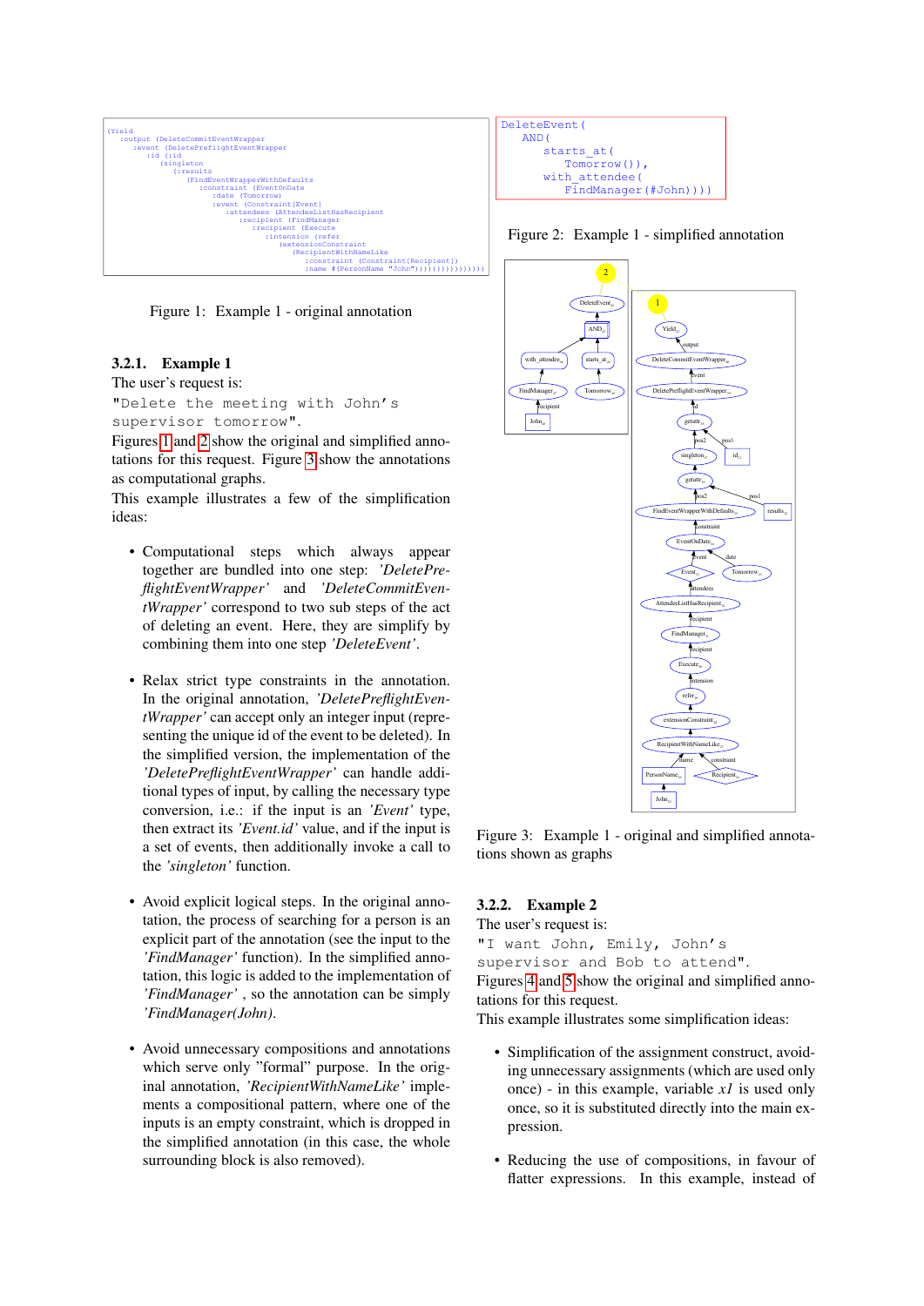```
(Yield
  :output (DeleteCommitEventWrapper
    :event (DeletePreflightEventWrapper
      :id (:id
        (singleton
          (:results
            (FindEventWrapperWithDefaults
              :constraint (EventOnDate
                :date (Tomorrow)
                :event (Constraint[Event]
                  :attendees (AttendeeListHasRecipient
                    :recipient (FindManager
                      :recipient (Execute
                        :intension (refer
                          (extensionConstraint
                            (RecipientWithNameLike
                              :constraint (Constraint[Recipient])
                              :name #(PersonName "John")))))))))))))))))
```

Figure 1: Example 1 - original annotation

```
DeleteEvent(
  AND(
    starts_at(
      Tomorrow()),
    with_attendee(
      FindManager(#John))))
```

Figure 2: Example 1 - simplified annotation

Figure 3: Example 1 - original and simplified annotations shown as graphs

#### 3.2.1. Example 1

The user's request is:

"Delete the meeting with John's supervisor tomorrow".

Figures 1 and 2 show the original and simplified annotations for this request. Figure 3 show the annotations as computational graphs.

This example illustrates a few of the simplification ideas:

- Computational steps which always appear together are bundled into one step: *'DeletePreflightEventWrapper'* and *'DeleteCommitEventWrapper'* correspond to two sub steps of the act of deleting an event. Here, they are simplify by combining them into one step *'DeleteEvent'*.
- Relax strict type constraints in the annotation. In the original annotation, *'DeletePreflightEventWrapper'* can accept only an integer input (representing the unique id of the event to be deleted). In the simplified version, the implementation of the *'DeletePreflightEventWrapper'* can handle additional types of input, by calling the necessary type conversion, i.e.: if the input is an *'Event'* type, then extract its *'Event.id'* value, and if the input is a set of events, then additionally invoke a call to the *'singleton'* function.
- Avoid explicit logical steps. In the original annotation, the process of searching for a person is an explicit part of the annotation (see the input to the *'FindManager'* function). In the simplified annotation, this logic is added to the implementation of *'FindManager'* , so the annotation can be simply *'FindManager(John)*.
- Avoid unnecessary compositions and annotations which serve only "formal" purpose. In the original annotation, *'RecipientWithNameLike'* implements a compositional pattern, where one of the inputs is an empty constraint, which is dropped in the simplified annotation (in this case, the whole surrounding block is also removed).

#### 3.2.2. Example 2

The user's request is:

"I want John, Emily, John's supervisor and Bob to attend".

Figures 4 and 5 show the original and simplified annotations for this request.

This example illustrates some simplification ideas:

- Simplification of the assignment construct, avoiding unnecessary assignments (which are used only once) - in this example, variable *x1* is used only once, so it is substituted directly into the main expression.
- Reducing the use of compositions, in favour of flatter expressions. In this example, instead of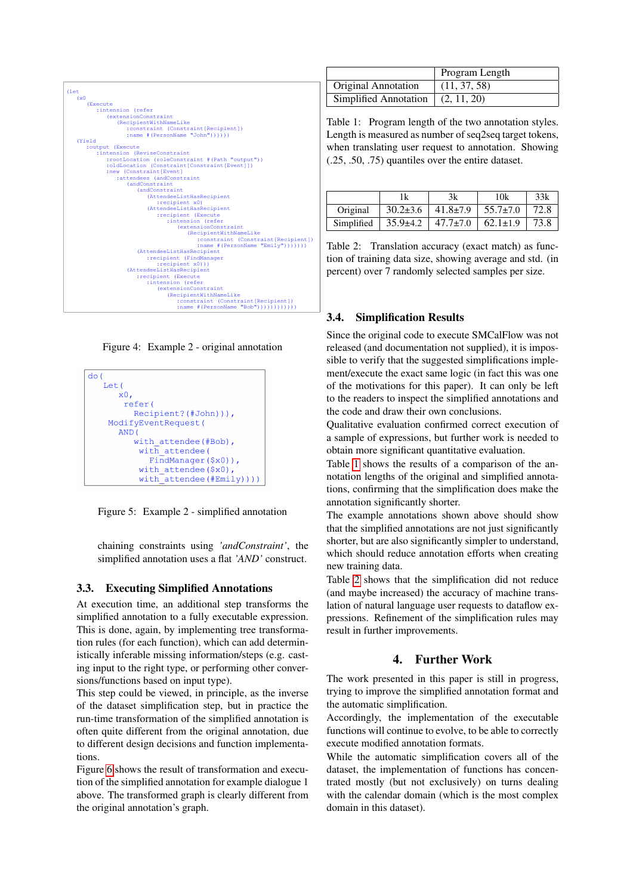```
(let
  (x0
    (Execute
      :intension (refer
        (extensionConstraint
          (RecipientWithNameLike
            :constraint (Constraint[Recipient])
            :name #(PersonName "John"))))))
  (Yield
    :output (Execute
      :intension (ReviseConstraint
        :rootLocation (roleConstraint #(Path "output"))
        :oldLocation (Constraint[Constraint[Event]])
        :new (Constraint[Event]
          :attendees (andConstraint
            (andConstraint
              (andConstraint
                (AttendeeListHasRecipient
                  :recipient x0)
                (AttendeeListHasRecipient
                  :recipient (Execute
                    :intension (refer
                      (extensionConstraint
                        (RecipientWithNameLike
                          :constraint (Constraint[Recipient])
                          :name #(PersonName "Emily")))))))
              (AttendeeListHasRecipient
                :recipient (FindManager
                  :recipient x0)))
            (AttendeeListHasRecipient
              :recipient (Execute
                :intension (refer
                  (extensionConstraint
                    (RecipientWithNameLike
                      :constraint (Constraint[Recipient])
                      :name #(PersonName "Bob"))))))))))))
```

Figure 4: Example 2 - original annotation

```
do(
   Let(
      x0,
       refer(
         Recipient?(#John))),
   ModifyEventRequest(
     AND(
       with_attendee(#Bob),
        with_attendee(
          FindManager($x0)),
        with_attendee($x0),
        with_attendee(#Emily))))
```

Figure 5: Example 2 - simplified annotation

chaining constraints using *'andConstraint'*, the simplified annotation uses a flat *'AND'* construct.

### 3.3. Executing Simplified Annotations

At execution time, an additional step transforms the simplified annotation to a fully executable expression. This is done, again, by implementing tree transformation rules (for each function), which can add deterministically inferable missing information/steps (e.g. casting input to the right type, or performing other conversions/functions based on input type).

This step could be viewed, in principle, as the inverse of the dataset simplification step, but in practice the run-time transformation of the simplified annotation is often quite different from the original annotation, due to different design decisions and function implementations.

Figure 6 shows the result of transformation and execution of the simplified annotation for example dialogue 1 above. The transformed graph is clearly different from the original annotation's graph.

| | Program Length |
|---|---|
| Original Annotation | (11, 37, 58) |
| Simplified Annotation | (2, 11, 20) |

Table 1: Program length of the two annotation styles. Length is measured as number of seq2seq target tokens, when translating user request to annotation. Showing (.25, .50, .75) quantiles over the entire dataset.

| | 1k | 3k | 10k | 33k |
|---|---|---|---|---|
| Original | 30.2±3.6 | 41.8±7.9 | 55.7±7.0 | 72.8 |
| Simplified | 35.9±4.2 | 47.7±7.0 | 62.1±1.9 | 73.8 |

Table 2: Translation accuracy (exact match) as function of training data size, showing average and std. (in percent) over 7 randomly selected samples per size.

### 3.4. Simplification Results

Since the original code to execute SMCalFlow was not released (and documentation not supplied), it is impossible to verify that the suggested simplifications implement/execute the exact same logic (in fact this was one of the motivations for this paper). It can only be left to the readers to inspect the simplified annotations and the code and draw their own conclusions.

Qualitative evaluation confirmed correct execution of a sample of expressions, but further work is needed to obtain more significant quantitative evaluation.

Table 1 shows the results of a comparison of the annotation lengths of the original and simplified annotations, confirming that the simplification does make the annotation significantly shorter.

The example annotations shown above should show that the simplified annotations are not just significantly shorter, but are also significantly simpler to understand, which should reduce annotation efforts when creating new training data.

Table 2 shows that the simplification did not reduce (and maybe increased) the accuracy of machine translation of natural language user requests to dataflow expressions. Refinement of the simplification rules may result in further improvements.

## 4. Further Work

The work presented in this paper is still in progress, trying to improve the simplified annotation format and the automatic simplification.

Accordingly, the implementation of the executable functions will continue to evolve, to be able to correctly execute modified annotation formats.

While the automatic simplification covers all of the dataset, the implementation of functions has concentrated mostly (but not exclusively) on turns dealing with the calendar domain (which is the most complex domain in this dataset).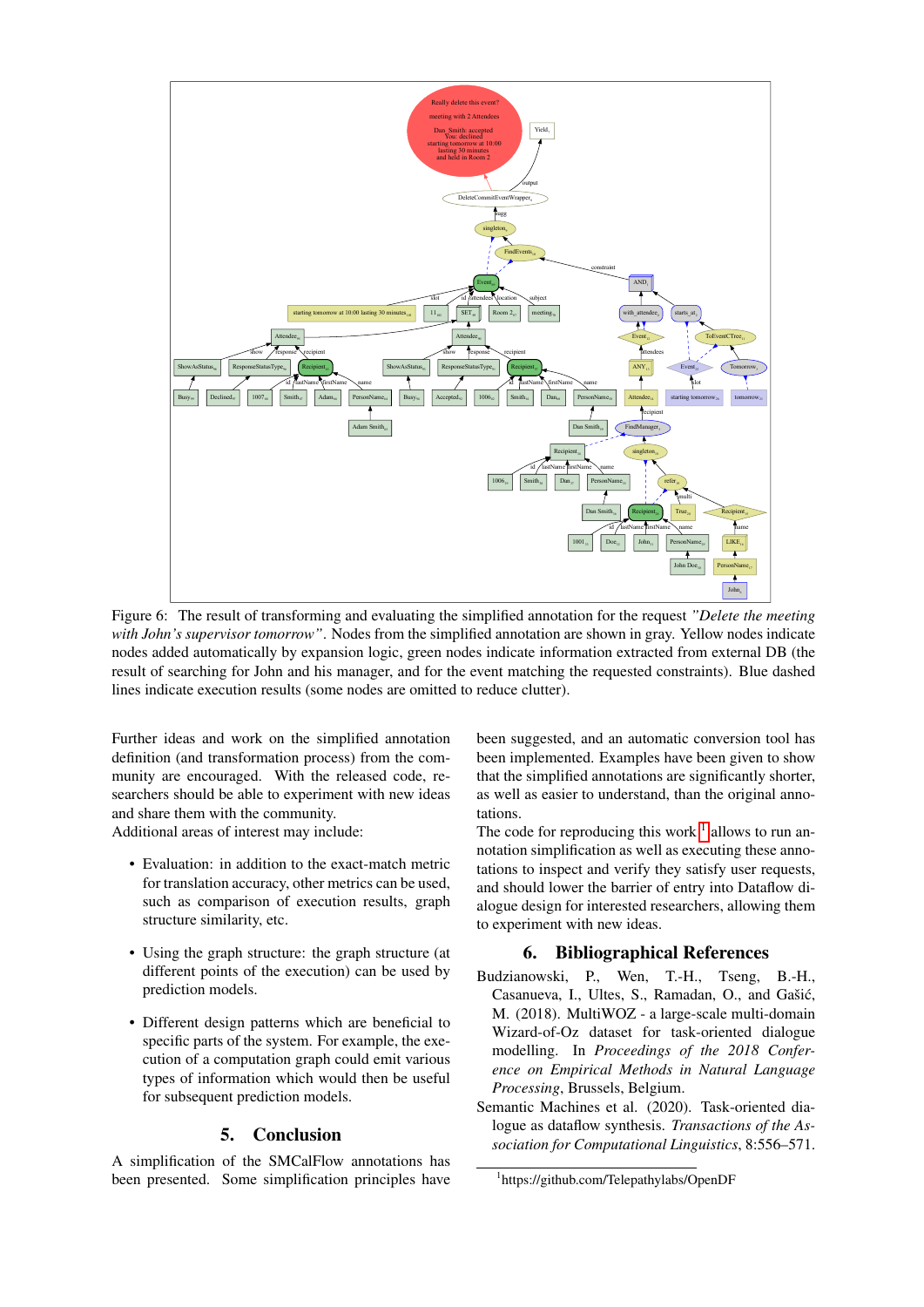Figure 6: The result of transforming and evaluating the simplified annotation for the request *"Delete the meeting with John's supervisor tomorrow"*. Nodes from the simplified annotation are shown in gray. Yellow nodes indicate nodes added automatically by expansion logic, green nodes indicate information extracted from external DB (the result of searching for John and his manager, and for the event matching the requested constraints). Blue dashed lines indicate execution results (some nodes are omitted to reduce clutter).

Further ideas and work on the simplified annotation definition (and transformation process) from the community are encouraged. With the released code, researchers should be able to experiment with new ideas and share them with the community.
Additional areas of interest may include:

- Evaluation: in addition to the exact-match metric for translation accuracy, other metrics can be used, such as comparison of execution results, graph structure similarity, etc.
- Using the graph structure: the graph structure (at different points of the execution) can be used by prediction models.
- Different design patterns which are beneficial to specific parts of the system. For example, the execution of a computation graph could emit various types of information which would then be useful for subsequent prediction models.

## 5. Conclusion

A simplification of the SMCalFlow annotations has been presented. Some simplification principles have been suggested, and an automatic conversion tool has been implemented. Examples have been given to show that the simplified annotations are significantly shorter, as well as easier to understand, than the original annotations.
The code for reproducing this work [1] allows to run annotation simplification as well as executing these annotations to inspect and verify they satisfy user requests, and should lower the barrier of entry into Dataflow dialogue design for interested researchers, allowing them to experiment with new ideas.

## 6. Bibliographical References

Budzianowski, P., Wen, T.-H., Tseng, B.-H., Casanueva, I., Ultes, S., Ramadan, O., and Gašić, M. (2018). MultiWOZ - a large-scale multi-domain Wizard-of-Oz dataset for task-oriented dialogue modelling. In *Proceedings of the 2018 Conference on Empirical Methods in Natural Language Processing*, Brussels, Belgium.

Semantic Machines et al. (2020). Task-oriented dialogue as dataflow synthesis. *Transactions of the Association for Computational Linguistics*, 8:556–571.

[1] https://github.com/Telepathylabs/OpenDF